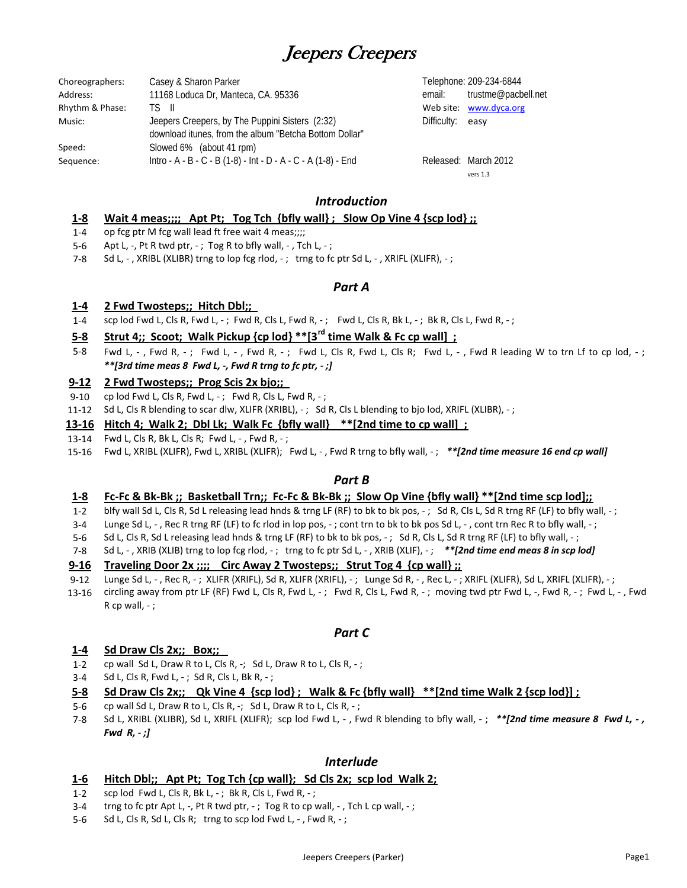# Jeepers Creepers

| | | | |
|---|---|---|---|
| Choreographers: | Casey & Sharon Parker | Telephone: | 209-234-6844 |
| Address: | 11168 Loduca Dr, Manteca, CA. 95336 | email: | trustme@pacbell.net |
| Rhythm & Phase: | TS II | Web site: | www.dyca.org |
| Music: | Jeepers Creepers, by The Puppini Sisters (2:32) download itunes, from the album "Betcha Bottom Dollar" | Difficulty: | easy |
| Speed: | Slowed 6% (about 41 rpm) | | |
| Sequence: | Intro - A - B - C - B (1-8) - Int - D - A - C - A (1-8) - End | Released: | March 2012 |
| | | | vers 1.3 |

## *Introduction*

**1-8 Wait 4 meas;;;; Apt Pt; Tog Tch {bfly wall} ; Slow Op Vine 4 {scp lod} ;;**

1-4 op fcg ptr M fcg wall lead ft free wait 4 meas;;;;

5-6 Apt L, -, Pt R twd ptr, - ; Tog R to bfly wall, - , Tch L, - ;

7-8 Sd L, - , XRIBL (XLIBR) trng to lop fcg rlod, - ; trng to fc ptr Sd L, - , XRIFL (XLIFR), - ;

## *Part A*

**1-4 2 Fwd Twosteps;; Hitch Dbl;;**

1-4 scp lod Fwd L, Cls R, Fwd L, - ; Fwd R, Cls L, Fwd R, - ; Fwd L, Cls R, Bk L, - ; Bk R, Cls L, Fwd R, - ;

**5-8 Strut 4;; Scoot; Walk Pickup {cp lod} **[3rd time Walk & Fc cp wall] ;**

5-8 Fwd L, - , Fwd R, - ; Fwd L, - , Fwd R, - ; Fwd L, Cls R, Fwd L, Cls R; Fwd L, - , Fwd R leading W to trn Lf to cp lod, - ; ***[3rd time meas 8 Fwd L, -, Fwd R trng to fc ptr, - ;]***

**9-12 2 Fwd Twosteps;; Prog Scis 2x bjo;;**

9-10 cp lod Fwd L, Cls R, Fwd L, - ; Fwd R, Cls L, Fwd R, - ;

11-12 Sd L, Cls R blending to scar dlw, XLIFR (XRIBL), - ; Sd R, Cls L blending to bjo lod, XRIFL (XLIBR), - ;

**13-16 Hitch 4; Walk 2; Dbl Lk; Walk Fc {bfly wall} **[2nd time to cp wall] ;**

13-14 Fwd L, Cls R, Bk L, Cls R; Fwd L, - , Fwd R, - ;

15-16 Fwd L, XRIBL (XLIFR), Fwd L, XRIBL (XLIFR); Fwd L, - , Fwd R trng to bfly wall, - ; ***[2nd time measure 16 end cp wall]***

## *Part B*

**1-8 Fc-Fc & Bk-Bk ;; Basketball Trn;; Fc-Fc & Bk-Bk ;; Slow Op Vine {bfly wall} **[2nd time scp lod];;**

1-2 blfy wall Sd L, Cls R, Sd L releasing lead hnds & trng LF (RF) to bk to bk pos, - ; Sd R, Cls L, Sd R trng RF (LF) to bfly wall, - ;

3-4 Lunge Sd L, - , Rec R trng RF (LF) to fc rlod in lop pos, - ; cont trn to bk to bk pos Sd L, - , cont trn Rec R to bfly wall, - ;

5-6 Sd L, Cls R, Sd L releasing lead hnds & trng LF (RF) to bk to bk pos, - ; Sd R, Cls L, Sd R trng RF (LF) to bfly wall, - ;

7-8 Sd L, - , XRIB (XLIB) trng to lop fcg rlod, - ; trng to fc ptr Sd L, - , XRIB (XLIF), - ; ***[2nd time end meas 8 in scp lod]***

**9-16 Traveling Door 2x ;;;; Circ Away 2 Twosteps;; Strut Tog 4 {cp wall} ;;**

9-12 Lunge Sd L, - , Rec R, - ; XLIFR (XRIFL), Sd R, XLIFR (XRIFL), - ; Lunge Sd R, - , Rec L, - ; XRIFL (XLIFR), Sd L, XRIFL (XLIFR), - ;

13-16 circling away from ptr LF (RF) Fwd L, Cls R, Fwd L, - ; Fwd R, Cls L, Fwd R, - ; moving twd ptr Fwd L, -, Fwd R, - ; Fwd L, - , Fwd R cp wall, - ;

## *Part C*

**1-4 Sd Draw Cls 2x;; Box;;**

1-2 cp wall Sd L, Draw R to L, Cls R, -; Sd L, Draw R to L, Cls R, - ;

3-4 Sd L, Cls R, Fwd L, - ; Sd R, Cls L, Bk R, - ;

**5-8 Sd Draw Cls 2x;; Qk Vine 4 {scp lod} ; Walk & Fc {bfly wall} **[2nd time Walk 2 {scp lod}] ;**

5-6 cp wall Sd L, Draw R to L, Cls R, -; Sd L, Draw R to L, Cls R, - ;

7-8 Sd L, XRIBL (XLIBR), Sd L, XRIFL (XLIFR); scp lod Fwd L, - , Fwd R blending to bfly wall, - ; ***[2nd time measure 8 Fwd L, - , Fwd R, - ;]***

## *Interlude*

**1-6 Hitch Dbl;; Apt Pt; Tog Tch {cp wall}; Sd Cls 2x; scp lod Walk 2;**

1-2 scp lod Fwd L, Cls R, Bk L, - ; Bk R, Cls L, Fwd R, - ;

3-4 trng to fc ptr Apt L, -, Pt R twd ptr, - ; Tog R to cp wall, - , Tch L cp wall, - ;

5-6 Sd L, Cls R, Sd L, Cls R; trng to scp lod Fwd L, - , Fwd R, - ;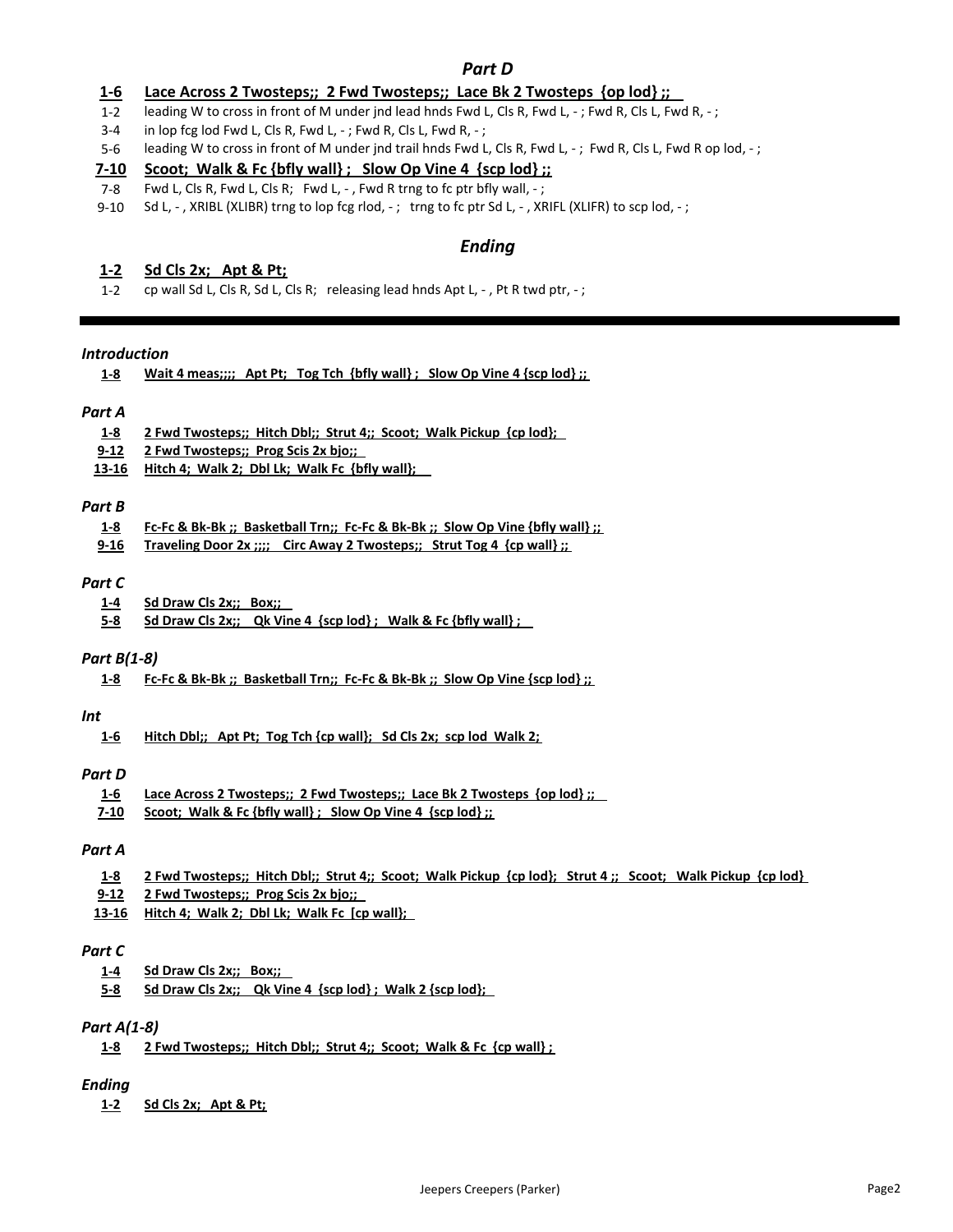## Part D

**1-6 Lace Across 2 Twosteps;; 2 Fwd Twosteps;; Lace Bk 2 Twosteps {op lod} ;;**

1-2 leading W to cross in front of M under jnd lead hnds Fwd L, Cls R, Fwd L, - ; Fwd R, Cls L, Fwd R, - ;

3-4 in lop fcg lod Fwd L, Cls R, Fwd L, - ; Fwd R, Cls L, Fwd R, - ;

5-6 leading W to cross in front of M under jnd trail hnds Fwd L, Cls R, Fwd L, - ; Fwd R, Cls L, Fwd R op lod, - ;

**7-10 Scoot; Walk & Fc {bfly wall} ; Slow Op Vine 4 {scp lod} ;;**

7-8 Fwd L, Cls R, Fwd L, Cls R; Fwd L, - , Fwd R trng to fc ptr bfly wall, - ;

9-10 Sd L, - , XRIBL (XLIBR) trng to lop fcg rlod, - ; trng to fc ptr Sd L, - , XRIFL (XLIFR) to scp lod, - ;

## Ending

**1-2 Sd Cls 2x; Apt & Pt;**

1-2 cp wall Sd L, Cls R, Sd L, Cls R; releasing lead hnds Apt L, - , Pt R twd ptr, - ;

---

*Introduction*

**1-8 Wait 4 meas;;;; Apt Pt; Tog Tch {bfly wall} ; Slow Op Vine 4 {scp lod} ;;**

*Part A*

**1-8 2 Fwd Twosteps;; Hitch Dbl;; Strut 4;; Scoot; Walk Pickup {cp lod};**

**9-12 2 Fwd Twosteps;; Prog Scis 2x bjo;;**

**13-16 Hitch 4; Walk 2; Dbl Lk; Walk Fc {bfly wall};**

*Part B*

**1-8 Fc-Fc & Bk-Bk ;; Basketball Trn;; Fc-Fc & Bk-Bk ;; Slow Op Vine {bfly wall} ;;**

**9-16 Traveling Door 2x ;;;; Circ Away 2 Twosteps;; Strut Tog 4 {cp wall} ;;**

*Part C*

**1-4 Sd Draw Cls 2x;; Box;;**

**5-8 Sd Draw Cls 2x;; Qk Vine 4 {scp lod} ; Walk & Fc {bfly wall} ;**

*Part B(1-8)*

**1-8 Fc-Fc & Bk-Bk ;; Basketball Trn;; Fc-Fc & Bk-Bk ;; Slow Op Vine {scp lod} ;;**

*Int*

**1-6 Hitch Dbl;; Apt Pt; Tog Tch {cp wall}; Sd Cls 2x; scp lod Walk 2;**

*Part D*

**1-6 Lace Across 2 Twosteps;; 2 Fwd Twosteps;; Lace Bk 2 Twosteps {op lod} ;;**

**7-10 Scoot; Walk & Fc {bfly wall} ; Slow Op Vine 4 {scp lod} ;;**

*Part A*

**1-8 2 Fwd Twosteps;; Hitch Dbl;; Strut 4;; Scoot; Walk Pickup {cp lod}; Strut 4 ;; Scoot; Walk Pickup {cp lod}**

**9-12 2 Fwd Twosteps;; Prog Scis 2x bjo;;**

**13-16 Hitch 4; Walk 2; Dbl Lk; Walk Fc [cp wall};**

*Part C*

**1-4 Sd Draw Cls 2x;; Box;;**

**5-8 Sd Draw Cls 2x;; Qk Vine 4 {scp lod} ; Walk 2 {scp lod};**

*Part A(1-8)*

**1-8 2 Fwd Twosteps;; Hitch Dbl;; Strut 4;; Scoot; Walk & Fc {cp wall} ;**

*Ending*

**1-2 Sd Cls 2x; Apt & Pt;**